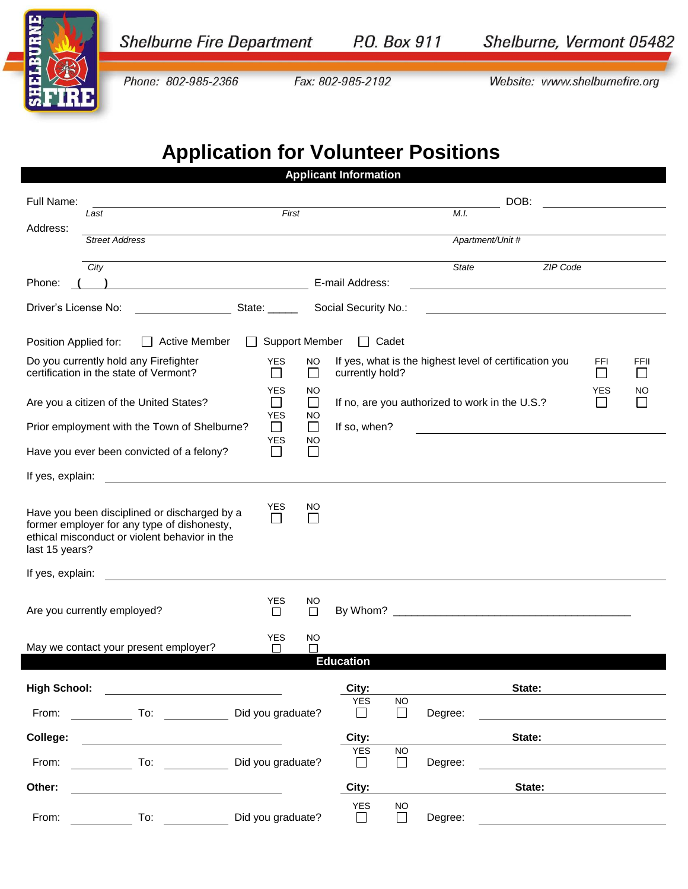Shelburne Fire Department    P.O. Box 911    Shelburne, Vermont 05482

Phone: 802-985-2366    Fax: 802-985-2192    Website: www.shelburnefire.org

# Application for Volunteer Positions

## Applicant Information

Full Name: ______________________________________________ DOB: ____________
*Last* *First* *M.I.*

Address: ______________________________________________
*Street Address* *Apartment/Unit #*

______________________________________________
*City* *State* *ZIP Code*

Phone: ( ) ____________________ E-mail Address: ____________________

Driver's License No: ____________ State: _____ Social Security No.: ____________________

Position Applied for: ☐ Active Member ☐ Support Member ☐ Cadet

Do you currently hold any Firefighter certification in the state of Vermont? YES ☐ NO ☐ If yes, what is the highest level of certification you currently hold? FFI ☐ FFII ☐

Are you a citizen of the United States? YES ☐ NO ☐ If no, are you authorized to work in the U.S.? YES ☐ NO ☐

Prior employment with the Town of Shelburne? YES ☐ NO ☐ If so, when? ____________________

Have you ever been convicted of a felony? YES ☐ NO ☐

If yes, explain: ______________________________________________

Have you been disciplined or discharged by a former employer for any type of dishonesty, ethical misconduct or violent behavior in the last 15 years? YES ☐ NO ☐

If yes, explain: ______________________________________________

Are you currently employed? YES ☐ NO ☐ By Whom? ________________________________________

May we contact your present employer? YES ☐ NO ☐

## Education

**High School:** ____________________ **City:** ____________ **State:** ____________

From: __________ To: __________ Did you graduate? YES ☐ NO ☐ Degree: ____________

**College:** ____________________ **City:** ____________ **State:** ____________

From: __________ To: __________ Did you graduate? YES ☐ NO ☐ Degree: ____________

**Other:** ____________________ **City:** ____________ **State:** ____________

From: __________ To: __________ Did you graduate? YES ☐ NO ☐ Degree: ____________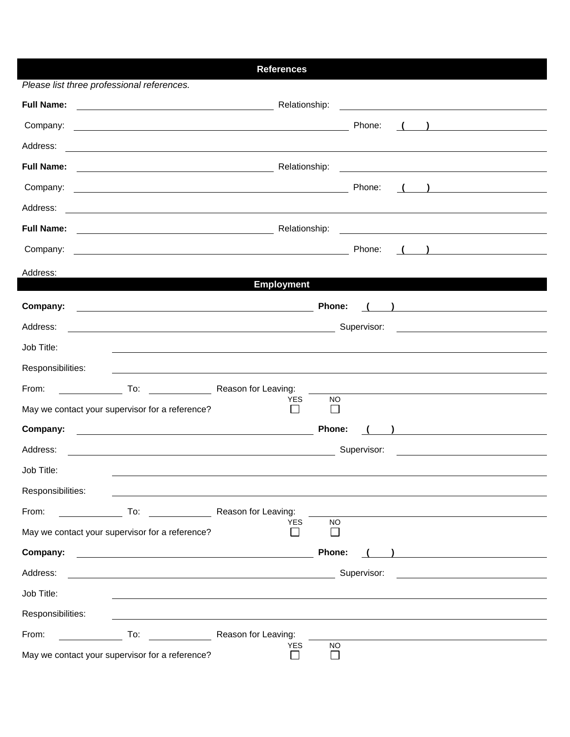## References

*Please list three professional references.*

**Full Name:** ______________________ Relationship: ______________________

Company: ______________________ Phone: ( ) ______________________

Address: ______________________

**Full Name:** ______________________ Relationship: ______________________

Company: ______________________ Phone: ( ) ______________________

Address: ______________________

**Full Name:** ______________________ Relationship: ______________________

Company: ______________________ Phone: ( ) ______________________

Address: ______________________

## Employment

**Company:** ______________________ **Phone:** ( ) ______________________

Address: ______________________ Supervisor: ______________________

Job Title: ______________________

Responsibilities: ______________________

From: __________ To: __________ Reason for Leaving: ______________________

May we contact your supervisor for a reference? YES ☐ NO ☐

**Company:** ______________________ **Phone:** ( ) ______________________

Address: ______________________ Supervisor: ______________________

Job Title: ______________________

Responsibilities: ______________________

From: __________ To: __________ Reason for Leaving: ______________________

May we contact your supervisor for a reference? YES ☐ NO ☐

**Company:** ______________________ **Phone:** ( ) ______________________

Address: ______________________ Supervisor: ______________________

Job Title: ______________________

Responsibilities: ______________________

From: __________ To: __________ Reason for Leaving: ______________________

May we contact your supervisor for a reference? YES ☐ NO ☐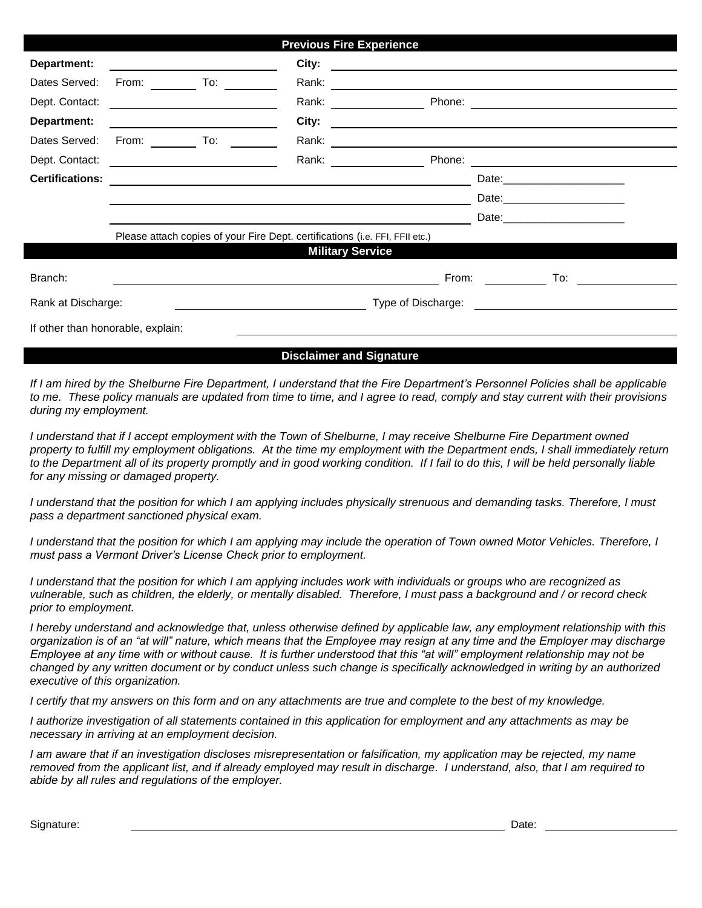## Previous Fire Experience

**Department:** ______________________ **City:** ______________________

Dates Served: From: ________ To: ________ Rank: ______________________

Dept. Contact: ______________________ Rank: ______________ Phone: ______________________

**Department:** ______________________ **City:** ______________________

Dates Served: From: ________ To: ________ Rank: ______________________

Dept. Contact: ______________________ Rank: ______________ Phone: ______________________

**Certifications:** ______________________________________ Date:____________________

______________________________________ Date:____________________

______________________________________ Date:____________________

Please attach copies of your Fire Dept. certifications (i.e. FFI, FFII etc.)

## Military Service

Branch: ______________________________________ From: __________ To: __________

Rank at Discharge: ______________________ Type of Discharge: ______________________

If other than honorable, explain: ______________________________________

## Disclaimer and Signature

*If I am hired by the Shelburne Fire Department, I understand that the Fire Department's Personnel Policies shall be applicable to me. These policy manuals are updated from time to time, and I agree to read, comply and stay current with their provisions during my employment.*

*I understand that if I accept employment with the Town of Shelburne, I may receive Shelburne Fire Department owned property to fulfill my employment obligations. At the time my employment with the Department ends, I shall immediately return to the Department all of its property promptly and in good working condition. If I fail to do this, I will be held personally liable for any missing or damaged property.*

*I understand that the position for which I am applying includes physically strenuous and demanding tasks. Therefore, I must pass a department sanctioned physical exam.*

*I understand that the position for which I am applying may include the operation of Town owned Motor Vehicles. Therefore, I must pass a Vermont Driver's License Check prior to employment.*

*I understand that the position for which I am applying includes work with individuals or groups who are recognized as vulnerable, such as children, the elderly, or mentally disabled. Therefore, I must pass a background and / or record check prior to employment.*

*I hereby understand and acknowledge that, unless otherwise defined by applicable law, any employment relationship with this organization is of an "at will" nature, which means that the Employee may resign at any time and the Employer may discharge Employee at any time with or without cause. It is further understood that this "at will" employment relationship may not be changed by any written document or by conduct unless such change is specifically acknowledged in writing by an authorized executive of this organization.*

*I certify that my answers on this form and on any attachments are true and complete to the best of my knowledge.*

*I authorize investigation of all statements contained in this application for employment and any attachments as may be necessary in arriving at an employment decision.*

*I am aware that if an investigation discloses misrepresentation or falsification, my application may be rejected, my name removed from the applicant list, and if already employed may result in discharge. I understand, also, that I am required to abide by all rules and regulations of the employer.*

Signature: ______________________________________ Date: ____________________